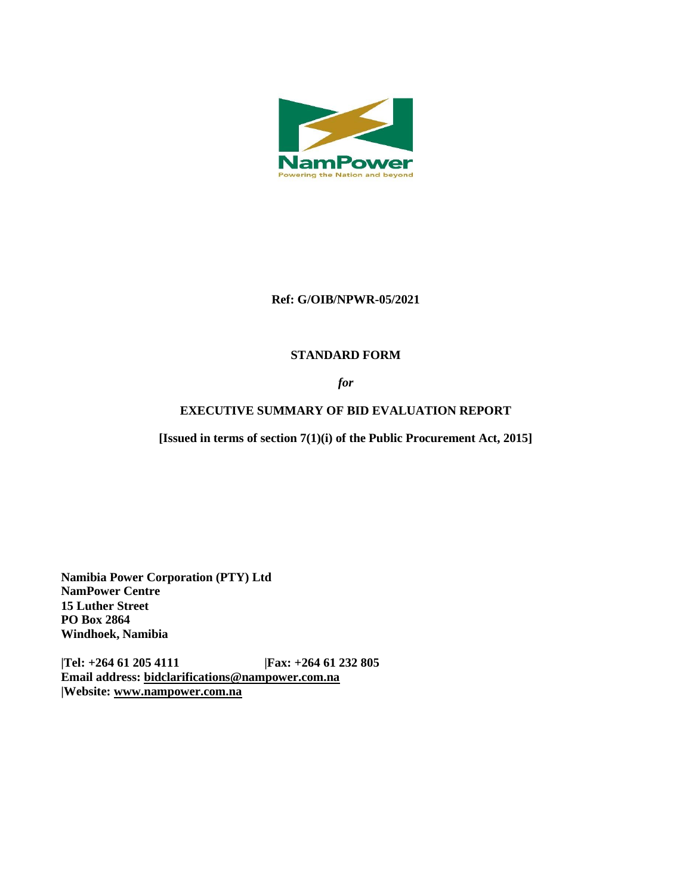NamPower

Powering the Nation and beyond

**Ref: G/OIB/NPWR-05/2021**

# STANDARD FORM

*for*

# EXECUTIVE SUMMARY OF BID EVALUATION REPORT

**[Issued in terms of section 7(1)(i) of the Public Procurement Act, 2015]**

**Namibia Power Corporation (PTY) Ltd**
**NamPower Centre**
**15 Luther Street**
**PO Box 2864**
**Windhoek, Namibia**

**|Tel: +264 61 205 4111 |Fax: +264 61 232 805**
**Email address: bidclarifications@nampower.com.na**
**|Website: www.nampower.com.na**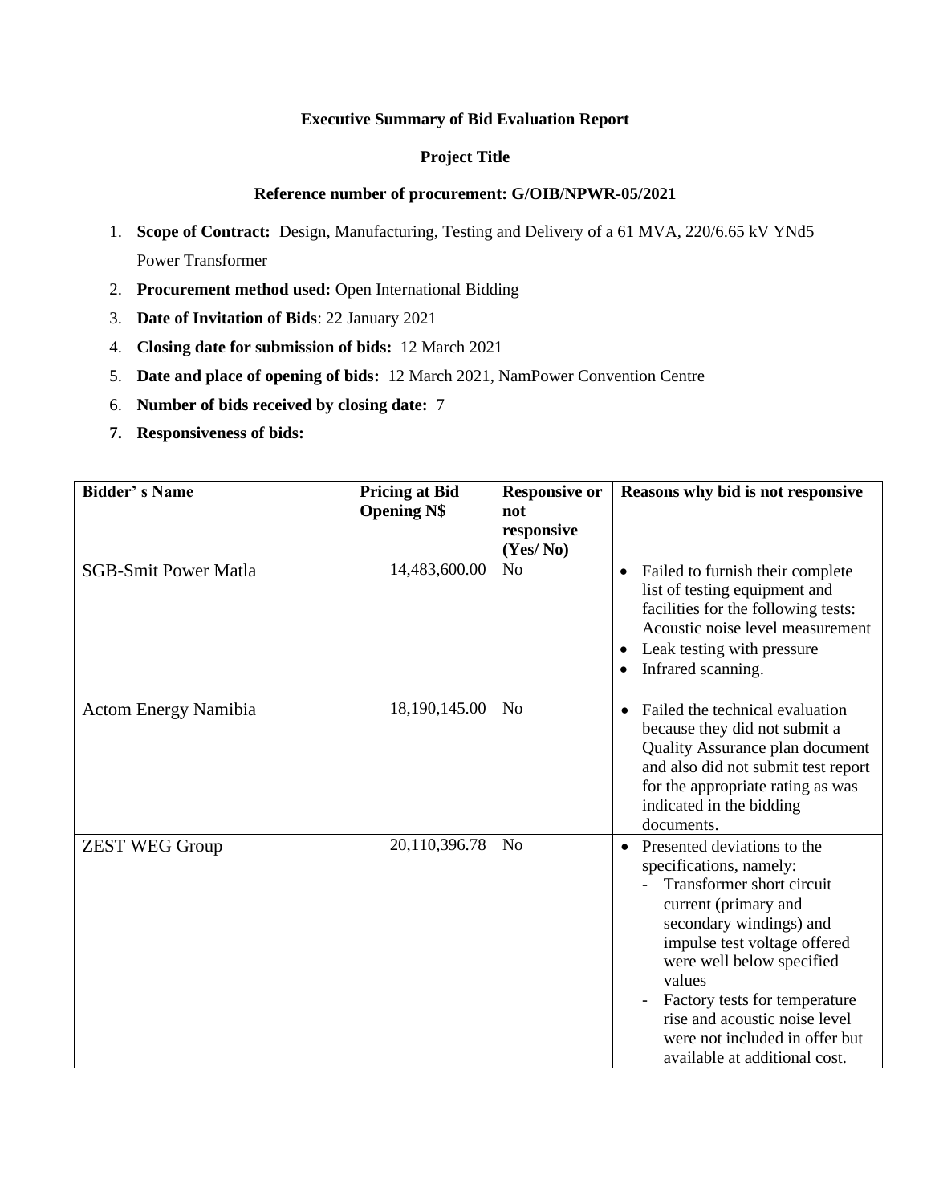**Executive Summary of Bid Evaluation Report**

**Project Title**

**Reference number of procurement: G/OIB/NPWR-05/2021**

1. **Scope of Contract:** Design, Manufacturing, Testing and Delivery of a 61 MVA, 220/6.65 kV YNd5 Power Transformer
2. **Procurement method used:** Open International Bidding
3. **Date of Invitation of Bids**: 22 January 2021
4. **Closing date for submission of bids:** 12 March 2021
5. **Date and place of opening of bids:** 12 March 2021, NamPower Convention Centre
6. **Number of bids received by closing date:** 7
7. **Responsiveness of bids:**

| Bidder' s Name | Pricing at Bid Opening N$ | Responsive or not responsive (Yes/ No) | Reasons why bid is not responsive |
|---|---|---|---|
| SGB-Smit Power Matla | 14,483,600.00 | No | • Failed to furnish their complete list of testing equipment and facilities for the following tests: Acoustic noise level measurement<br>• Leak testing with pressure<br>• Infrared scanning. |
| Actom Energy Namibia | 18,190,145.00 | No | • Failed the technical evaluation because they did not submit a Quality Assurance plan document and also did not submit test report for the appropriate rating as was indicated in the bidding documents. |
| ZEST WEG Group | 20,110,396.78 | No | • Presented deviations to the specifications, namely:<br>- Transformer short circuit current (primary and secondary windings) and impulse test voltage offered were well below specified values<br>- Factory tests for temperature rise and acoustic noise level were not included in offer but available at additional cost. |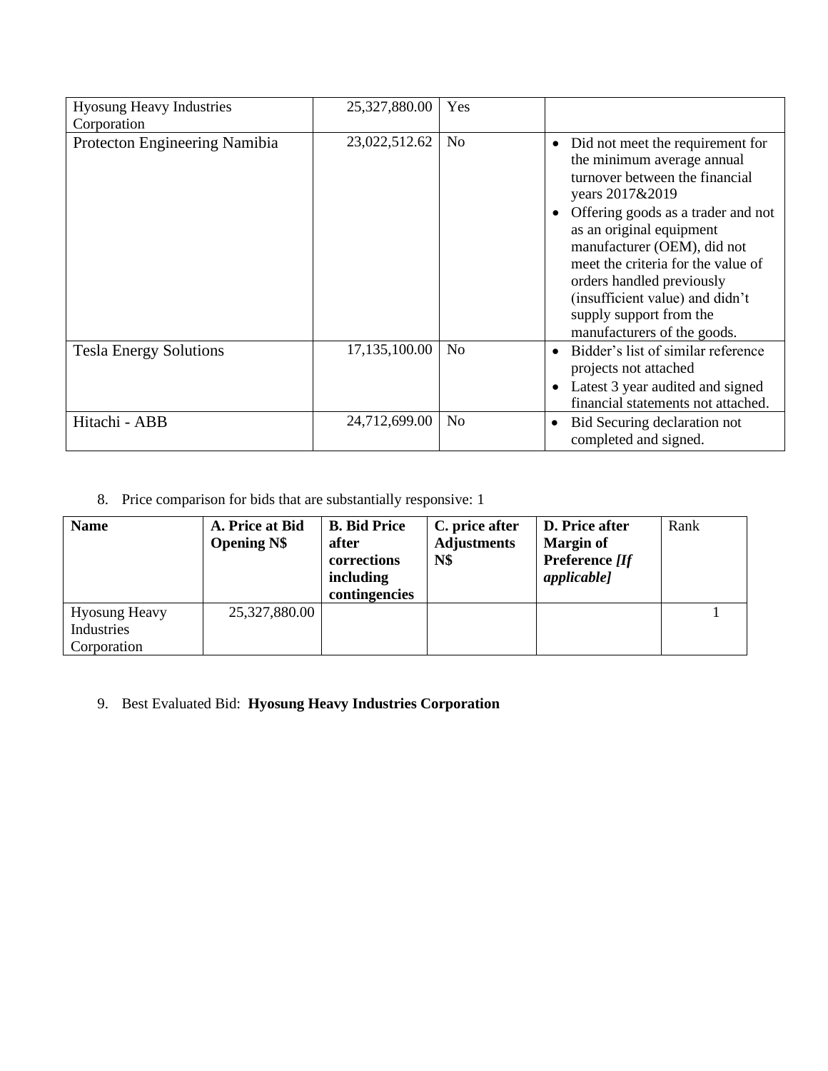| | | | |
|---|---|---|---|
| Hyosung Heavy Industries Corporation | 25,327,880.00 | Yes | |
| Protecton Engineering Namibia | 23,022,512.62 | No | • Did not meet the requirement for the minimum average annual turnover between the financial years 2017&2019<br>• Offering goods as a trader and not as an original equipment manufacturer (OEM), did not meet the criteria for the value of orders handled previously (insufficient value) and didn't supply support from the manufacturers of the goods. |
| Tesla Energy Solutions | 17,135,100.00 | No | • Bidder's list of similar reference projects not attached<br>• Latest 3 year audited and signed financial statements not attached. |
| Hitachi - ABB | 24,712,699.00 | No | • Bid Securing declaration not completed and signed. |

8. Price comparison for bids that are substantially responsive: 1

| **Name** | **A. Price at Bid Opening N$** | **B. Bid Price after corrections including contingencies** | **C. price after Adjustments N$** | **D. Price after Margin of Preference *[If applicable]*** | Rank |
|---|---|---|---|---|---|
| Hyosung Heavy Industries Corporation | 25,327,880.00 | | | | 1 |

9. Best Evaluated Bid: **Hyosung Heavy Industries Corporation**